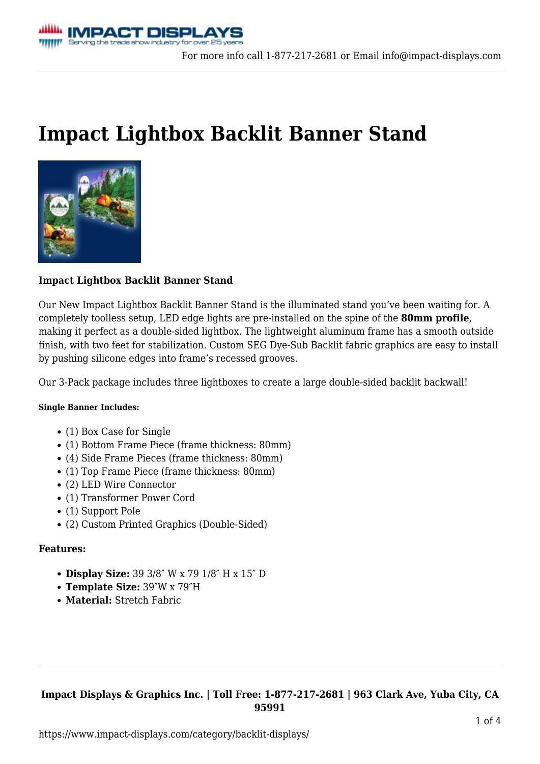# Impact Lightbox Backlit Banner Stand

**Impact Lightbox Backlit Banner Stand**

Our New Impact Lightbox Backlit Banner Stand is the illuminated stand you've been waiting for. A completely toolless setup, LED edge lights are pre-installed on the spine of the **80mm profile**, making it perfect as a double-sided lightbox. The lightweight aluminum frame has a smooth outside finish, with two feet for stabilization. Custom SEG Dye-Sub Backlit fabric graphics are easy to install by pushing silicone edges into frame's recessed grooves.

Our 3-Pack package includes three lightboxes to create a large double-sided backlit backwall!

##### Single Banner Includes:

- (1) Box Case for Single
- (1) Bottom Frame Piece (frame thickness: 80mm)
- (4) Side Frame Pieces (frame thickness: 80mm)
- (1) Top Frame Piece (frame thickness: 80mm)
- (2) LED Wire Connector
- (1) Transformer Power Cord
- (1) Support Pole
- (2) Custom Printed Graphics (Double-Sided)

**Features:**

- **Display Size:** 39 3/8″ W x 79 1/8″ H x 15″ D
- **Template Size:** 39″W x 79″H
- **Material:** Stretch Fabric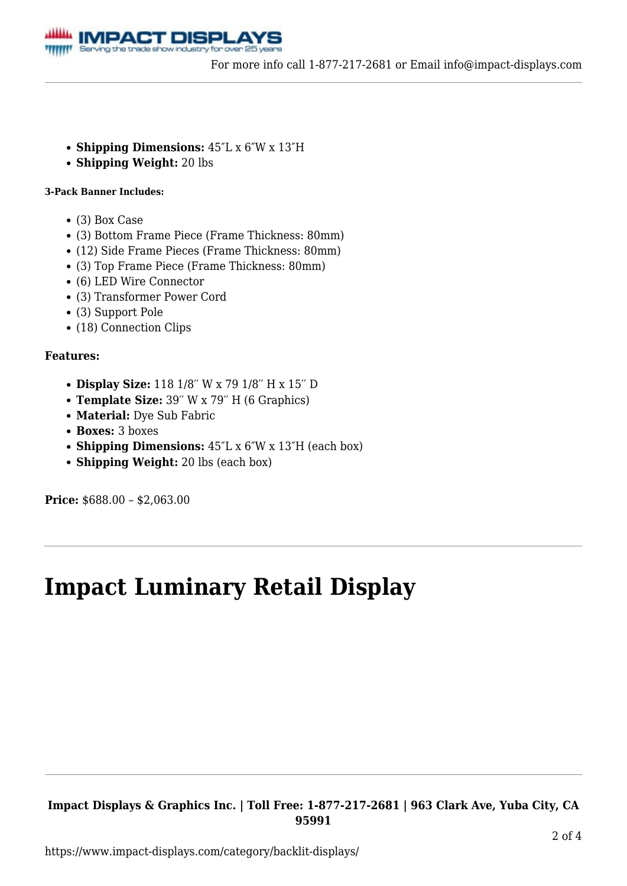- **Shipping Dimensions:** 45″L x 6″W x 13″H
- **Shipping Weight:** 20 lbs

**3-Pack Banner Includes:**

- (3) Box Case
- (3) Bottom Frame Piece (Frame Thickness: 80mm)
- (12) Side Frame Pieces (Frame Thickness: 80mm)
- (3) Top Frame Piece (Frame Thickness: 80mm)
- (6) LED Wire Connector
- (3) Transformer Power Cord
- (3) Support Pole
- (18) Connection Clips

**Features:**

- **Display Size:** 118 1/8″ W x 79 1/8″ H x 15″ D
- **Template Size:** 39″ W x 79″ H (6 Graphics)
- **Material:** Dye Sub Fabric
- **Boxes:** 3 boxes
- **Shipping Dimensions:** 45″L x 6″W x 13″H (each box)
- **Shipping Weight:** 20 lbs (each box)

**Price:** $688.00 – $2,063.00

---

# Impact Luminary Retail Display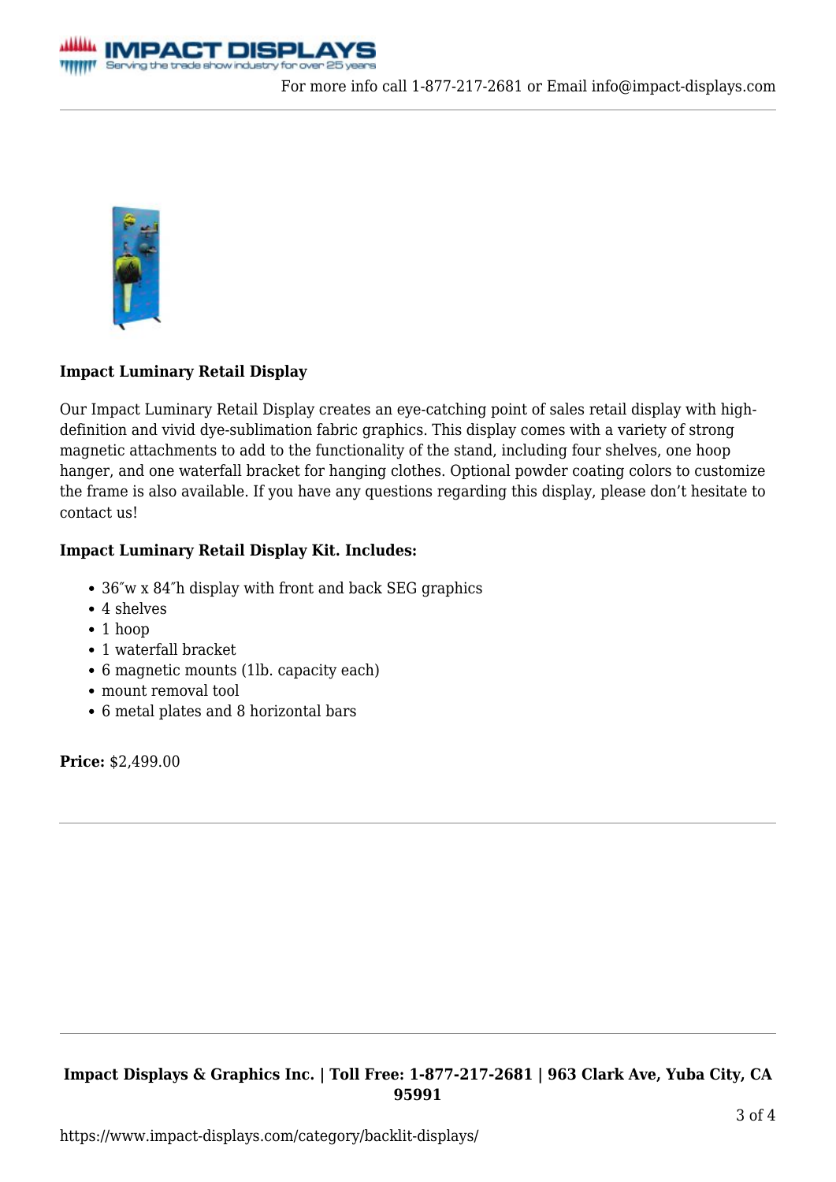**Impact Luminary Retail Display**

Our Impact Luminary Retail Display creates an eye-catching point of sales retail display with high-definition and vivid dye-sublimation fabric graphics. This display comes with a variety of strong magnetic attachments to add to the functionality of the stand, including four shelves, one hoop hanger, and one waterfall bracket for hanging clothes. Optional powder coating colors to customize the frame is also available. If you have any questions regarding this display, please don't hesitate to contact us!

**Impact Luminary Retail Display Kit. Includes:**

- 36″w x 84″h display with front and back SEG graphics
- 4 shelves
- 1 hoop
- 1 waterfall bracket
- 6 magnetic mounts (1lb. capacity each)
- mount removal tool
- 6 metal plates and 8 horizontal bars

**Price:** $2,499.00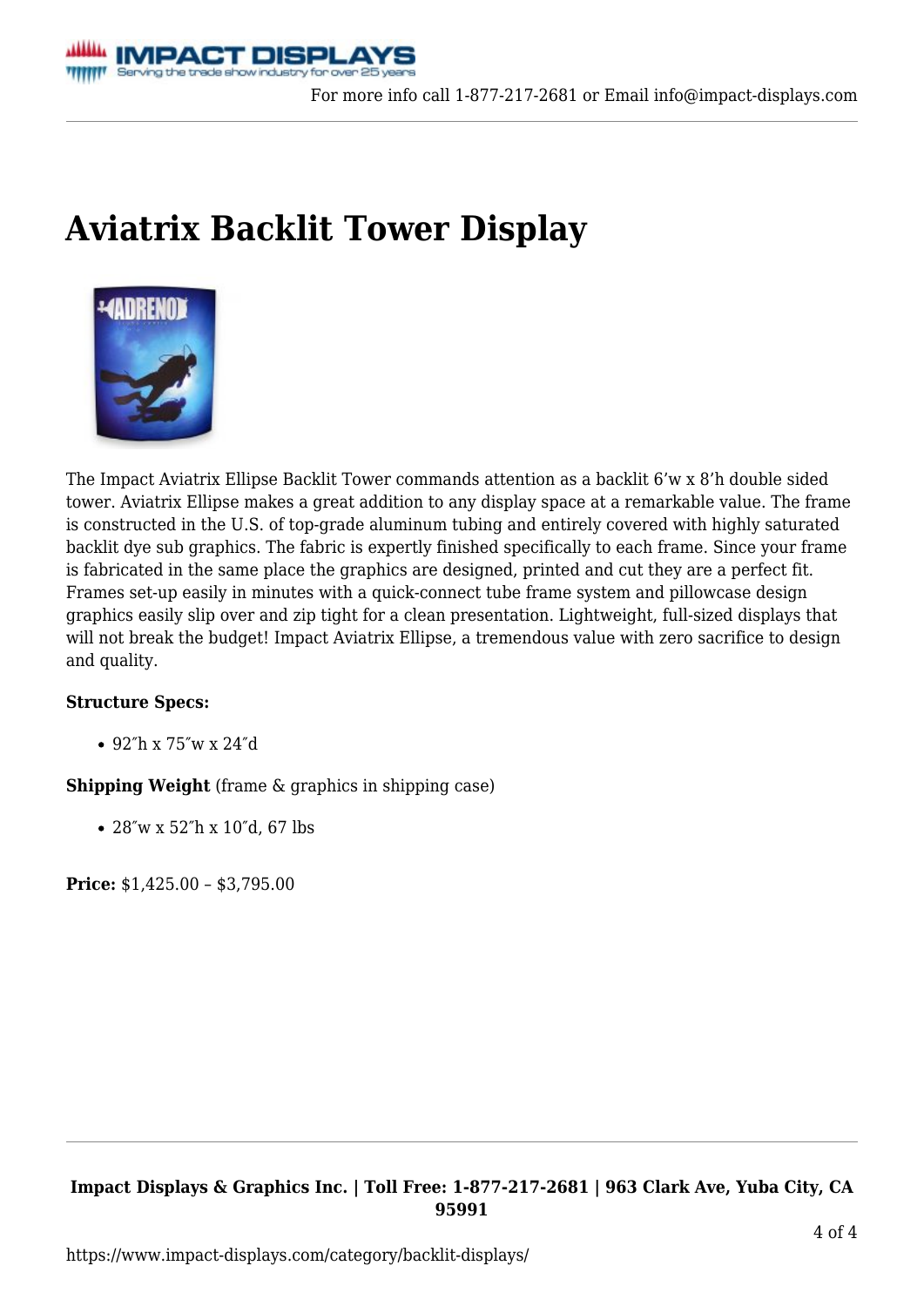# Aviatrix Backlit Tower Display

The Impact Aviatrix Ellipse Backlit Tower commands attention as a backlit 6’w x 8’h double sided tower. Aviatrix Ellipse makes a great addition to any display space at a remarkable value. The frame is constructed in the U.S. of top-grade aluminum tubing and entirely covered with highly saturated backlit dye sub graphics. The fabric is expertly finished specifically to each frame. Since your frame is fabricated in the same place the graphics are designed, printed and cut they are a perfect fit. Frames set-up easily in minutes with a quick-connect tube frame system and pillowcase design graphics easily slip over and zip tight for a clean presentation. Lightweight, full-sized displays that will not break the budget! Impact Aviatrix Ellipse, a tremendous value with zero sacrifice to design and quality.

**Structure Specs:**

- 92″h x 75″w x 24″d

**Shipping Weight** (frame & graphics in shipping case)

- 28″w x 52″h x 10″d, 67 lbs

**Price:** $1,425.00 – $3,795.00

**Impact Displays & Graphics Inc. | Toll Free: 1-877-217-2681 | 963 Clark Ave, Yuba City, CA 95991**